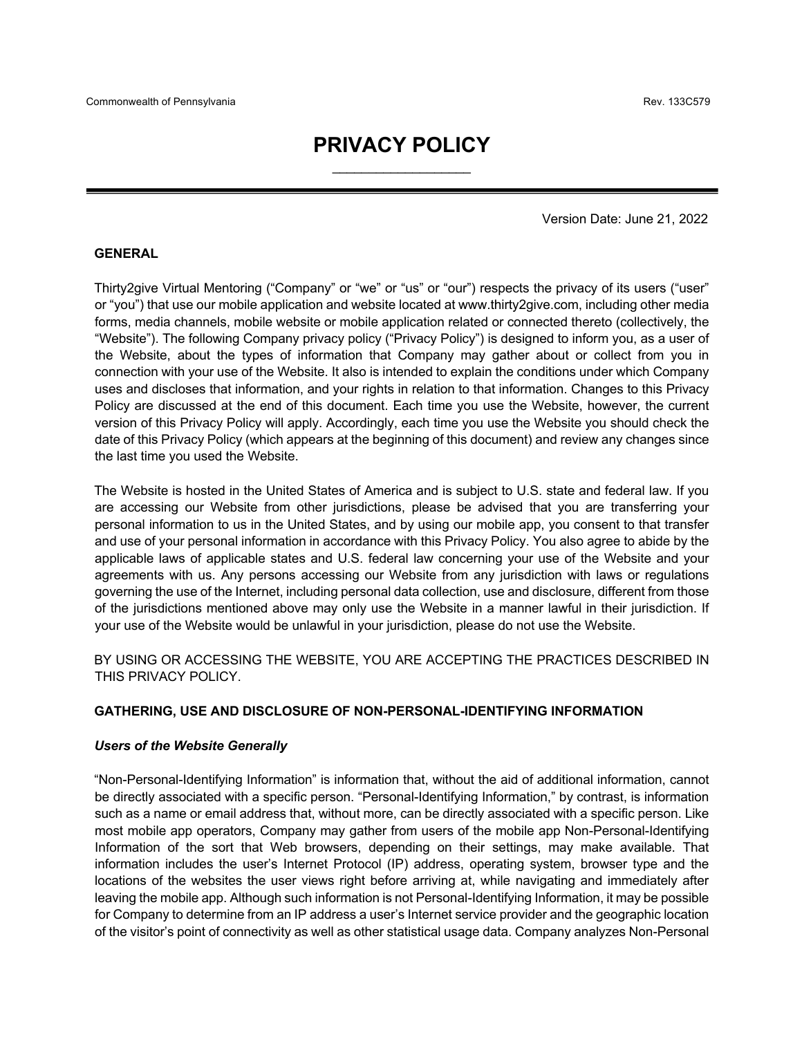Commonwealth of Pennsylvania Rev. 133C579

# PRIVACY POLICY

Version Date: June 21, 2022

## GENERAL

Thirty2give Virtual Mentoring ("Company" or "we" or "us" or "our") respects the privacy of its users ("user" or "you") that use our mobile application and website located at www.thirty2give.com, including other media forms, media channels, mobile website or mobile application related or connected thereto (collectively, the "Website"). The following Company privacy policy ("Privacy Policy") is designed to inform you, as a user of the Website, about the types of information that Company may gather about or collect from you in connection with your use of the Website. It also is intended to explain the conditions under which Company uses and discloses that information, and your rights in relation to that information. Changes to this Privacy Policy are discussed at the end of this document. Each time you use the Website, however, the current version of this Privacy Policy will apply. Accordingly, each time you use the Website you should check the date of this Privacy Policy (which appears at the beginning of this document) and review any changes since the last time you used the Website.

The Website is hosted in the United States of America and is subject to U.S. state and federal law. If you are accessing our Website from other jurisdictions, please be advised that you are transferring your personal information to us in the United States, and by using our mobile app, you consent to that transfer and use of your personal information in accordance with this Privacy Policy. You also agree to abide by the applicable laws of applicable states and U.S. federal law concerning your use of the Website and your agreements with us. Any persons accessing our Website from any jurisdiction with laws or regulations governing the use of the Internet, including personal data collection, use and disclosure, different from those of the jurisdictions mentioned above may only use the Website in a manner lawful in their jurisdiction. If your use of the Website would be unlawful in your jurisdiction, please do not use the Website.

BY USING OR ACCESSING THE WEBSITE, YOU ARE ACCEPTING THE PRACTICES DESCRIBED IN THIS PRIVACY POLICY.

## GATHERING, USE AND DISCLOSURE OF NON-PERSONAL-IDENTIFYING INFORMATION

### *Users of the Website Generally*

"Non-Personal-Identifying Information" is information that, without the aid of additional information, cannot be directly associated with a specific person. "Personal-Identifying Information," by contrast, is information such as a name or email address that, without more, can be directly associated with a specific person. Like most mobile app operators, Company may gather from users of the mobile app Non-Personal-Identifying Information of the sort that Web browsers, depending on their settings, may make available. That information includes the user's Internet Protocol (IP) address, operating system, browser type and the locations of the websites the user views right before arriving at, while navigating and immediately after leaving the mobile app. Although such information is not Personal-Identifying Information, it may be possible for Company to determine from an IP address a user's Internet service provider and the geographic location of the visitor's point of connectivity as well as other statistical usage data. Company analyzes Non-Personal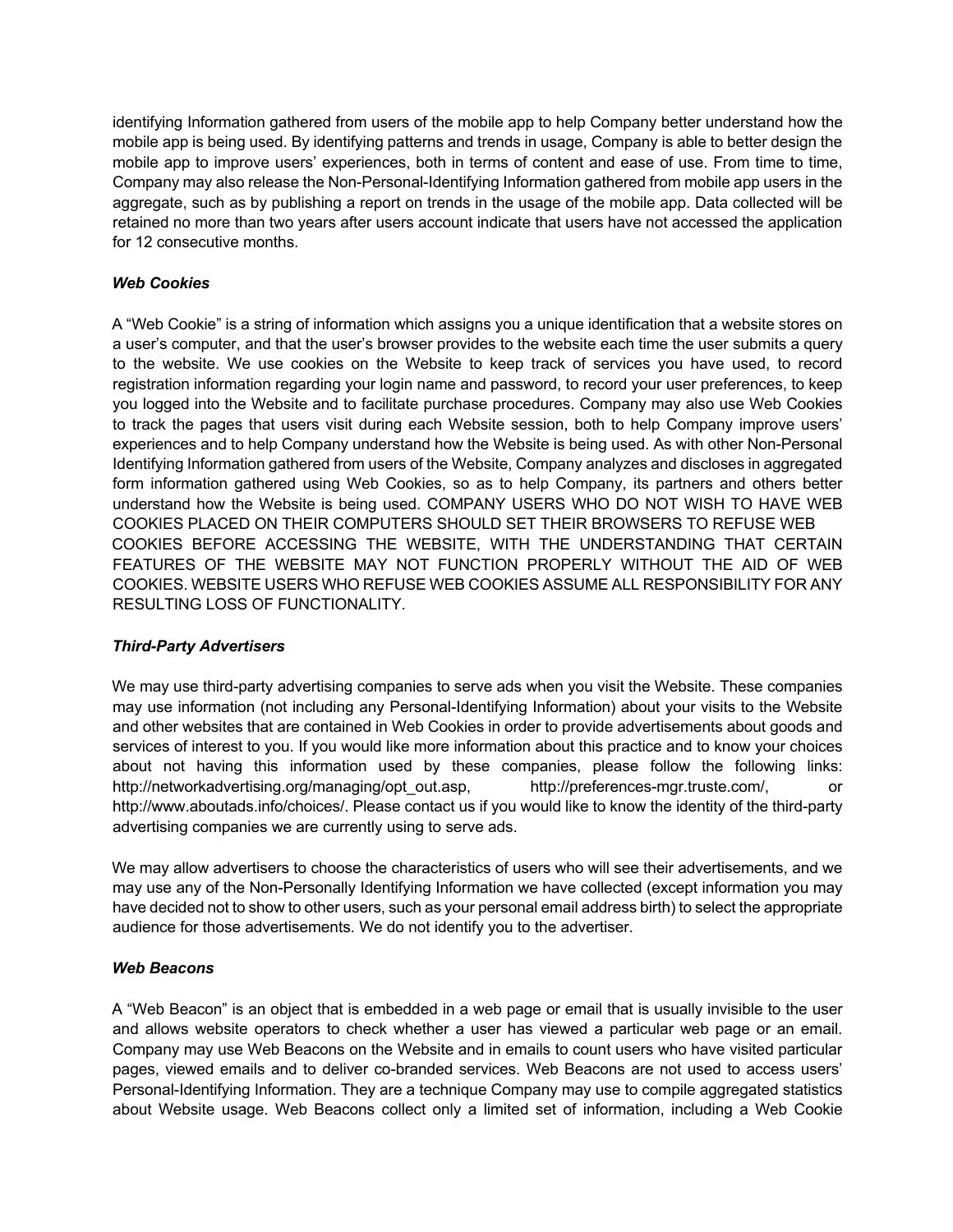identifying Information gathered from users of the mobile app to help Company better understand how the mobile app is being used. By identifying patterns and trends in usage, Company is able to better design the mobile app to improve users' experiences, both in terms of content and ease of use. From time to time, Company may also release the Non-Personal-Identifying Information gathered from mobile app users in the aggregate, such as by publishing a report on trends in the usage of the mobile app. Data collected will be retained no more than two years after users account indicate that users have not accessed the application for 12 consecutive months.

***Web Cookies***

A "Web Cookie" is a string of information which assigns you a unique identification that a website stores on a user's computer, and that the user's browser provides to the website each time the user submits a query to the website. We use cookies on the Website to keep track of services you have used, to record registration information regarding your login name and password, to record your user preferences, to keep you logged into the Website and to facilitate purchase procedures. Company may also use Web Cookies to track the pages that users visit during each Website session, both to help Company improve users' experiences and to help Company understand how the Website is being used. As with other Non-Personal Identifying Information gathered from users of the Website, Company analyzes and discloses in aggregated form information gathered using Web Cookies, so as to help Company, its partners and others better understand how the Website is being used. COMPANY USERS WHO DO NOT WISH TO HAVE WEB COOKIES PLACED ON THEIR COMPUTERS SHOULD SET THEIR BROWSERS TO REFUSE WEB COOKIES BEFORE ACCESSING THE WEBSITE, WITH THE UNDERSTANDING THAT CERTAIN FEATURES OF THE WEBSITE MAY NOT FUNCTION PROPERLY WITHOUT THE AID OF WEB COOKIES. WEBSITE USERS WHO REFUSE WEB COOKIES ASSUME ALL RESPONSIBILITY FOR ANY RESULTING LOSS OF FUNCTIONALITY.

***Third-Party Advertisers***

We may use third-party advertising companies to serve ads when you visit the Website. These companies may use information (not including any Personal-Identifying Information) about your visits to the Website and other websites that are contained in Web Cookies in order to provide advertisements about goods and services of interest to you. If you would like more information about this practice and to know your choices about not having this information used by these companies, please follow the following links: http://networkadvertising.org/managing/opt_out.asp, http://preferences-mgr.truste.com/, or http://www.aboutads.info/choices/. Please contact us if you would like to know the identity of the third-party advertising companies we are currently using to serve ads.

We may allow advertisers to choose the characteristics of users who will see their advertisements, and we may use any of the Non-Personally Identifying Information we have collected (except information you may have decided not to show to other users, such as your personal email address birth) to select the appropriate audience for those advertisements. We do not identify you to the advertiser.

***Web Beacons***

A "Web Beacon" is an object that is embedded in a web page or email that is usually invisible to the user and allows website operators to check whether a user has viewed a particular web page or an email. Company may use Web Beacons on the Website and in emails to count users who have visited particular pages, viewed emails and to deliver co-branded services. Web Beacons are not used to access users' Personal-Identifying Information. They are a technique Company may use to compile aggregated statistics about Website usage. Web Beacons collect only a limited set of information, including a Web Cookie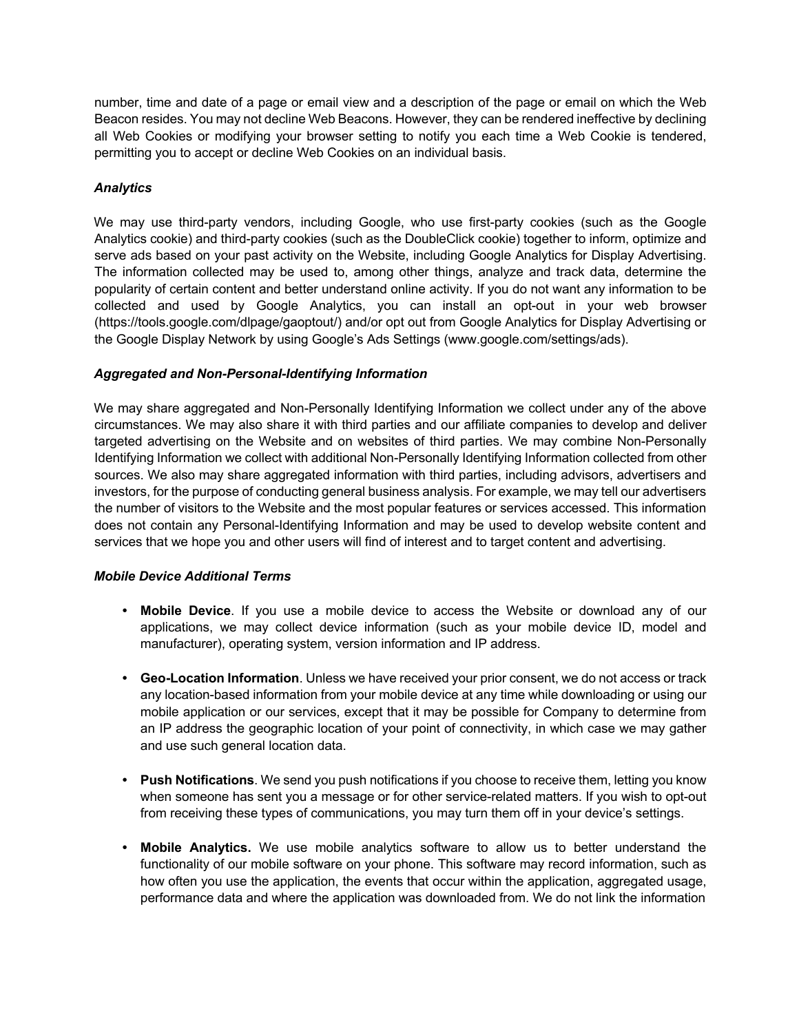number, time and date of a page or email view and a description of the page or email on which the Web Beacon resides. You may not decline Web Beacons. However, they can be rendered ineffective by declining all Web Cookies or modifying your browser setting to notify you each time a Web Cookie is tendered, permitting you to accept or decline Web Cookies on an individual basis.

***Analytics***

We may use third-party vendors, including Google, who use first-party cookies (such as the Google Analytics cookie) and third-party cookies (such as the DoubleClick cookie) together to inform, optimize and serve ads based on your past activity on the Website, including Google Analytics for Display Advertising. The information collected may be used to, among other things, analyze and track data, determine the popularity of certain content and better understand online activity. If you do not want any information to be collected and used by Google Analytics, you can install an opt-out in your web browser (https://tools.google.com/dlpage/gaoptout/) and/or opt out from Google Analytics for Display Advertising or the Google Display Network by using Google's Ads Settings (www.google.com/settings/ads).

***Aggregated and Non-Personal-Identifying Information***

We may share aggregated and Non-Personally Identifying Information we collect under any of the above circumstances. We may also share it with third parties and our affiliate companies to develop and deliver targeted advertising on the Website and on websites of third parties. We may combine Non-Personally Identifying Information we collect with additional Non-Personally Identifying Information collected from other sources. We also may share aggregated information with third parties, including advisors, advertisers and investors, for the purpose of conducting general business analysis. For example, we may tell our advertisers the number of visitors to the Website and the most popular features or services accessed. This information does not contain any Personal-Identifying Information and may be used to develop website content and services that we hope you and other users will find of interest and to target content and advertising.

***Mobile Device Additional Terms***

- **Mobile Device**. If you use a mobile device to access the Website or download any of our applications, we may collect device information (such as your mobile device ID, model and manufacturer), operating system, version information and IP address.

- **Geo-Location Information**. Unless we have received your prior consent, we do not access or track any location-based information from your mobile device at any time while downloading or using our mobile application or our services, except that it may be possible for Company to determine from an IP address the geographic location of your point of connectivity, in which case we may gather and use such general location data.

- **Push Notifications**. We send you push notifications if you choose to receive them, letting you know when someone has sent you a message or for other service-related matters. If you wish to opt-out from receiving these types of communications, you may turn them off in your device's settings.

- **Mobile Analytics.** We use mobile analytics software to allow us to better understand the functionality of our mobile software on your phone. This software may record information, such as how often you use the application, the events that occur within the application, aggregated usage, performance data and where the application was downloaded from. We do not link the information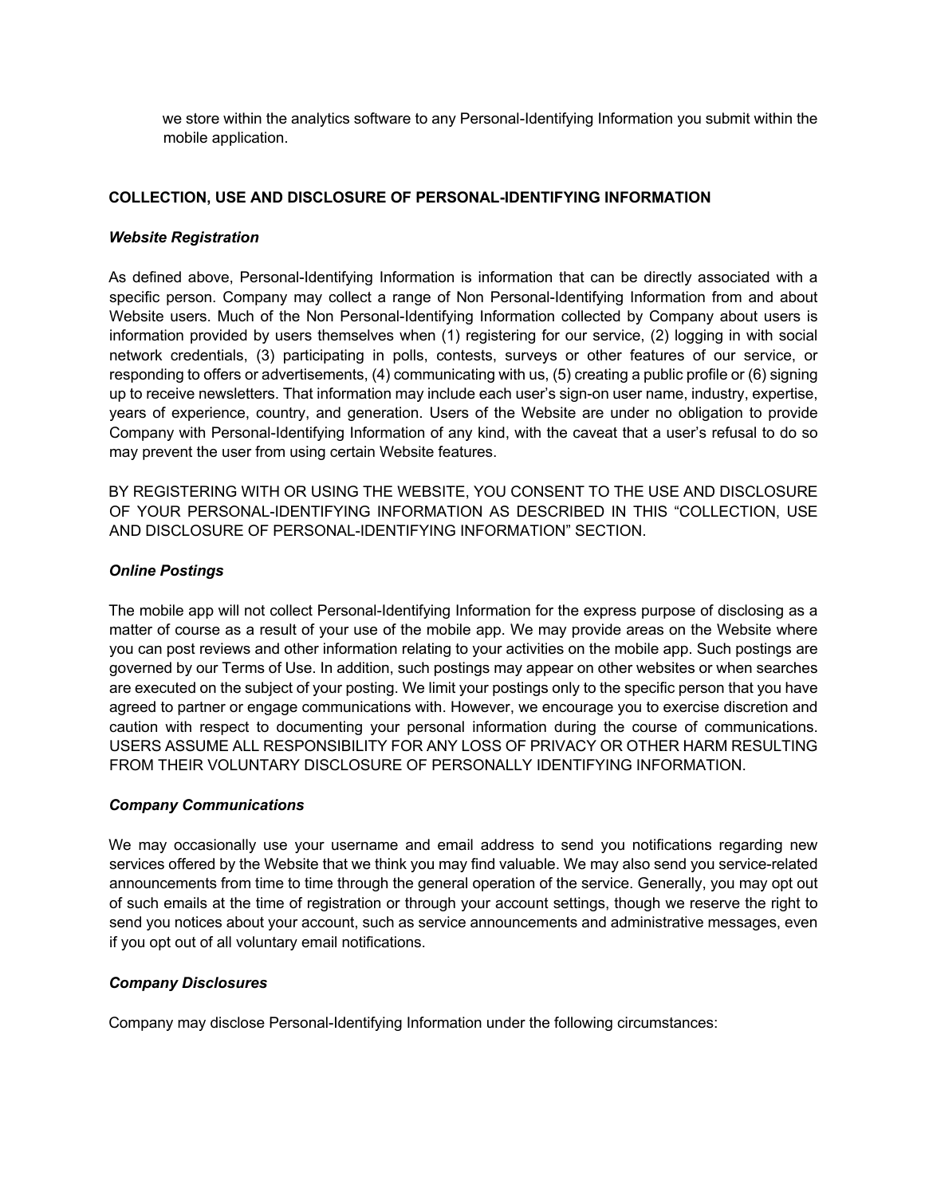we store within the analytics software to any Personal-Identifying Information you submit within the mobile application.

## COLLECTION, USE AND DISCLOSURE OF PERSONAL-IDENTIFYING INFORMATION

### *Website Registration*

As defined above, Personal-Identifying Information is information that can be directly associated with a specific person. Company may collect a range of Non Personal-Identifying Information from and about Website users. Much of the Non Personal-Identifying Information collected by Company about users is information provided by users themselves when (1) registering for our service, (2) logging in with social network credentials, (3) participating in polls, contests, surveys or other features of our service, or responding to offers or advertisements, (4) communicating with us, (5) creating a public profile or (6) signing up to receive newsletters. That information may include each user's sign-on user name, industry, expertise, years of experience, country, and generation. Users of the Website are under no obligation to provide Company with Personal-Identifying Information of any kind, with the caveat that a user's refusal to do so may prevent the user from using certain Website features.

BY REGISTERING WITH OR USING THE WEBSITE, YOU CONSENT TO THE USE AND DISCLOSURE OF YOUR PERSONAL-IDENTIFYING INFORMATION AS DESCRIBED IN THIS "COLLECTION, USE AND DISCLOSURE OF PERSONAL-IDENTIFYING INFORMATION" SECTION.

### *Online Postings*

The mobile app will not collect Personal-Identifying Information for the express purpose of disclosing as a matter of course as a result of your use of the mobile app. We may provide areas on the Website where you can post reviews and other information relating to your activities on the mobile app. Such postings are governed by our Terms of Use. In addition, such postings may appear on other websites or when searches are executed on the subject of your posting. We limit your postings only to the specific person that you have agreed to partner or engage communications with. However, we encourage you to exercise discretion and caution with respect to documenting your personal information during the course of communications. USERS ASSUME ALL RESPONSIBILITY FOR ANY LOSS OF PRIVACY OR OTHER HARM RESULTING FROM THEIR VOLUNTARY DISCLOSURE OF PERSONALLY IDENTIFYING INFORMATION.

### *Company Communications*

We may occasionally use your username and email address to send you notifications regarding new services offered by the Website that we think you may find valuable. We may also send you service-related announcements from time to time through the general operation of the service. Generally, you may opt out of such emails at the time of registration or through your account settings, though we reserve the right to send you notices about your account, such as service announcements and administrative messages, even if you opt out of all voluntary email notifications.

### *Company Disclosures*

Company may disclose Personal-Identifying Information under the following circumstances: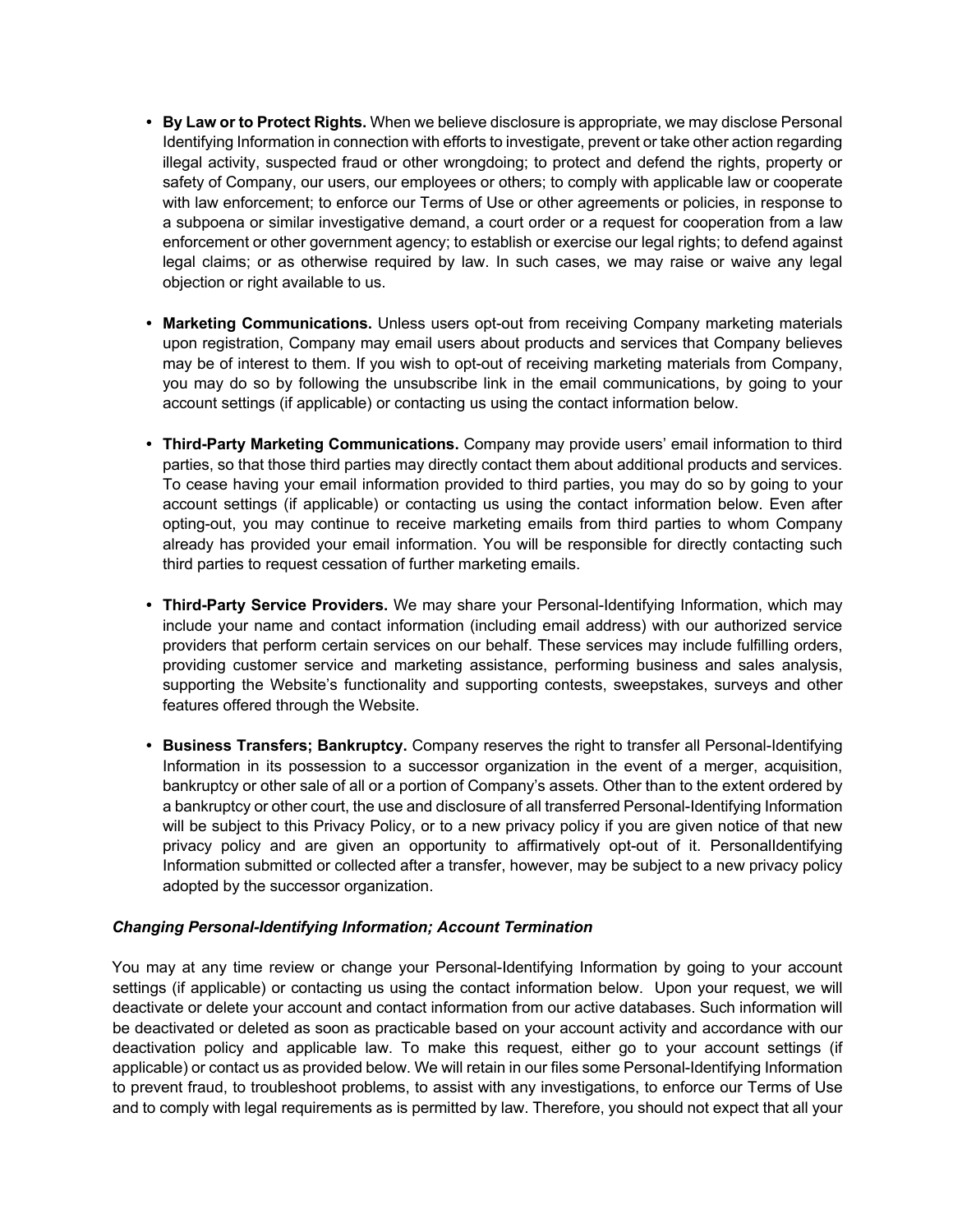- **By Law or to Protect Rights.** When we believe disclosure is appropriate, we may disclose Personal Identifying Information in connection with efforts to investigate, prevent or take other action regarding illegal activity, suspected fraud or other wrongdoing; to protect and defend the rights, property or safety of Company, our users, our employees or others; to comply with applicable law or cooperate with law enforcement; to enforce our Terms of Use or other agreements or policies, in response to a subpoena or similar investigative demand, a court order or a request for cooperation from a law enforcement or other government agency; to establish or exercise our legal rights; to defend against legal claims; or as otherwise required by law. In such cases, we may raise or waive any legal objection or right available to us.

- **Marketing Communications.** Unless users opt-out from receiving Company marketing materials upon registration, Company may email users about products and services that Company believes may be of interest to them. If you wish to opt-out of receiving marketing materials from Company, you may do so by following the unsubscribe link in the email communications, by going to your account settings (if applicable) or contacting us using the contact information below.

- **Third-Party Marketing Communications.** Company may provide users' email information to third parties, so that those third parties may directly contact them about additional products and services. To cease having your email information provided to third parties, you may do so by going to your account settings (if applicable) or contacting us using the contact information below. Even after opting-out, you may continue to receive marketing emails from third parties to whom Company already has provided your email information. You will be responsible for directly contacting such third parties to request cessation of further marketing emails.

- **Third-Party Service Providers.** We may share your Personal-Identifying Information, which may include your name and contact information (including email address) with our authorized service providers that perform certain services on our behalf. These services may include fulfilling orders, providing customer service and marketing assistance, performing business and sales analysis, supporting the Website's functionality and supporting contests, sweepstakes, surveys and other features offered through the Website.

- **Business Transfers; Bankruptcy.** Company reserves the right to transfer all Personal-Identifying Information in its possession to a successor organization in the event of a merger, acquisition, bankruptcy or other sale of all or a portion of Company's assets. Other than to the extent ordered by a bankruptcy or other court, the use and disclosure of all transferred Personal-Identifying Information will be subject to this Privacy Policy, or to a new privacy policy if you are given notice of that new privacy policy and are given an opportunity to affirmatively opt-out of it. PersonalIdentifying Information submitted or collected after a transfer, however, may be subject to a new privacy policy adopted by the successor organization.

***Changing Personal-Identifying Information; Account Termination***

You may at any time review or change your Personal-Identifying Information by going to your account settings (if applicable) or contacting us using the contact information below. Upon your request, we will deactivate or delete your account and contact information from our active databases. Such information will be deactivated or deleted as soon as practicable based on your account activity and accordance with our deactivation policy and applicable law. To make this request, either go to your account settings (if applicable) or contact us as provided below. We will retain in our files some Personal-Identifying Information to prevent fraud, to troubleshoot problems, to assist with any investigations, to enforce our Terms of Use and to comply with legal requirements as is permitted by law. Therefore, you should not expect that all your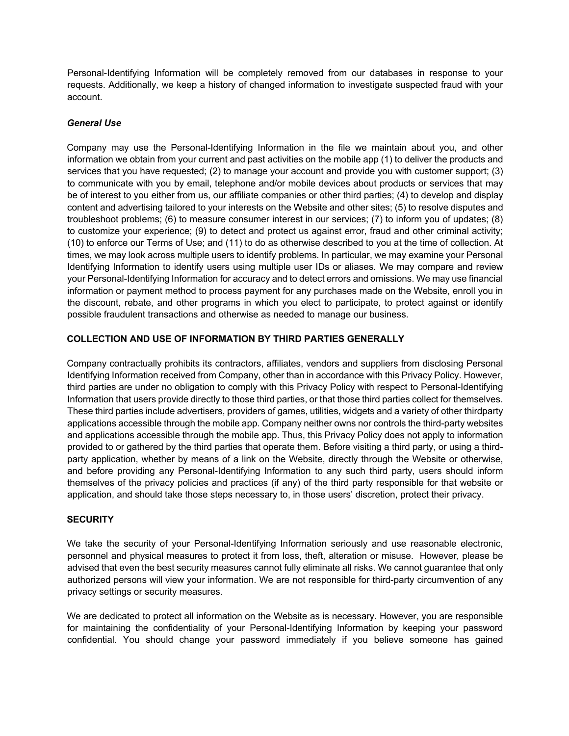Personal-Identifying Information will be completely removed from our databases in response to your requests. Additionally, we keep a history of changed information to investigate suspected fraud with your account.

***General Use***

Company may use the Personal-Identifying Information in the file we maintain about you, and other information we obtain from your current and past activities on the mobile app (1) to deliver the products and services that you have requested; (2) to manage your account and provide you with customer support; (3) to communicate with you by email, telephone and/or mobile devices about products or services that may be of interest to you either from us, our affiliate companies or other third parties; (4) to develop and display content and advertising tailored to your interests on the Website and other sites; (5) to resolve disputes and troubleshoot problems; (6) to measure consumer interest in our services; (7) to inform you of updates; (8) to customize your experience; (9) to detect and protect us against error, fraud and other criminal activity; (10) to enforce our Terms of Use; and (11) to do as otherwise described to you at the time of collection. At times, we may look across multiple users to identify problems. In particular, we may examine your Personal Identifying Information to identify users using multiple user IDs or aliases. We may compare and review your Personal-Identifying Information for accuracy and to detect errors and omissions. We may use financial information or payment method to process payment for any purchases made on the Website, enroll you in the discount, rebate, and other programs in which you elect to participate, to protect against or identify possible fraudulent transactions and otherwise as needed to manage our business.

**COLLECTION AND USE OF INFORMATION BY THIRD PARTIES GENERALLY**

Company contractually prohibits its contractors, affiliates, vendors and suppliers from disclosing Personal Identifying Information received from Company, other than in accordance with this Privacy Policy. However, third parties are under no obligation to comply with this Privacy Policy with respect to Personal-Identifying Information that users provide directly to those third parties, or that those third parties collect for themselves. These third parties include advertisers, providers of games, utilities, widgets and a variety of other thirdparty applications accessible through the mobile app. Company neither owns nor controls the third-party websites and applications accessible through the mobile app. Thus, this Privacy Policy does not apply to information provided to or gathered by the third parties that operate them. Before visiting a third party, or using a third-party application, whether by means of a link on the Website, directly through the Website or otherwise, and before providing any Personal-Identifying Information to any such third party, users should inform themselves of the privacy policies and practices (if any) of the third party responsible for that website or application, and should take those steps necessary to, in those users' discretion, protect their privacy.

**SECURITY**

We take the security of your Personal-Identifying Information seriously and use reasonable electronic, personnel and physical measures to protect it from loss, theft, alteration or misuse. However, please be advised that even the best security measures cannot fully eliminate all risks. We cannot guarantee that only authorized persons will view your information. We are not responsible for third-party circumvention of any privacy settings or security measures.

We are dedicated to protect all information on the Website as is necessary. However, you are responsible for maintaining the confidentiality of your Personal-Identifying Information by keeping your password confidential. You should change your password immediately if you believe someone has gained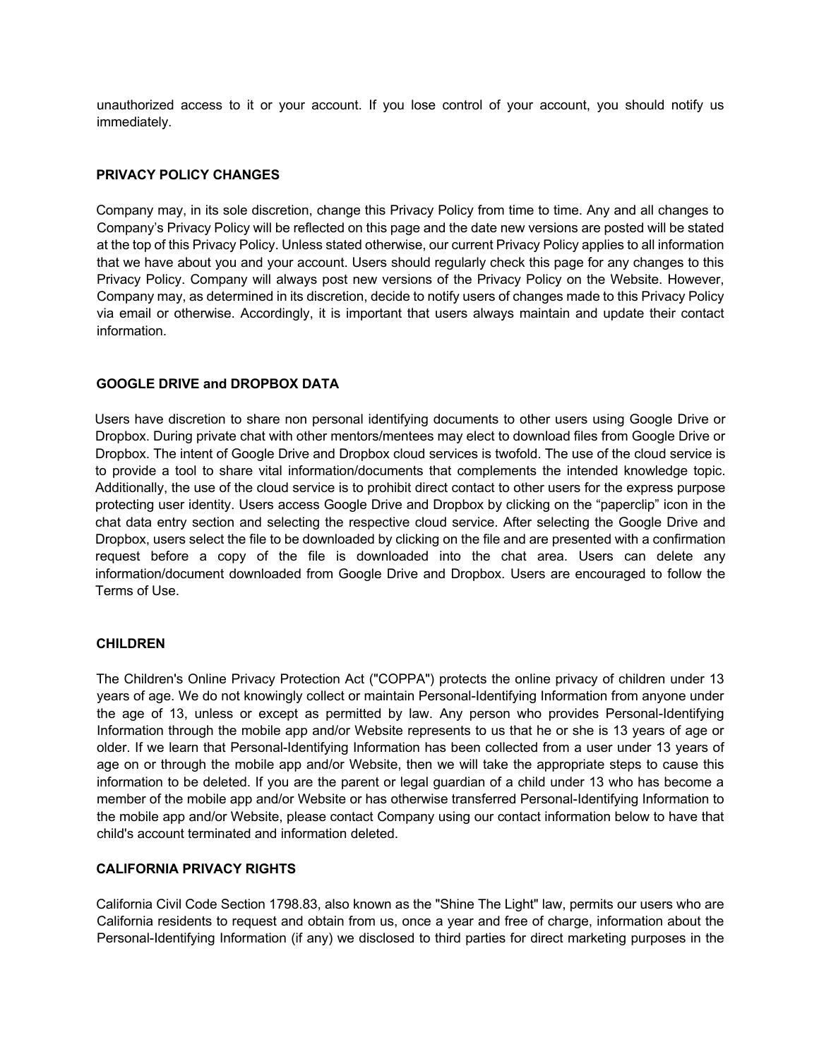unauthorized access to it or your account. If you lose control of your account, you should notify us immediately.

## PRIVACY POLICY CHANGES

Company may, in its sole discretion, change this Privacy Policy from time to time. Any and all changes to Company's Privacy Policy will be reflected on this page and the date new versions are posted will be stated at the top of this Privacy Policy. Unless stated otherwise, our current Privacy Policy applies to all information that we have about you and your account. Users should regularly check this page for any changes to this Privacy Policy. Company will always post new versions of the Privacy Policy on the Website. However, Company may, as determined in its discretion, decide to notify users of changes made to this Privacy Policy via email or otherwise. Accordingly, it is important that users always maintain and update their contact information.

## GOOGLE DRIVE and DROPBOX DATA

Users have discretion to share non personal identifying documents to other users using Google Drive or Dropbox. During private chat with other mentors/mentees may elect to download files from Google Drive or Dropbox. The intent of Google Drive and Dropbox cloud services is twofold. The use of the cloud service is to provide a tool to share vital information/documents that complements the intended knowledge topic. Additionally, the use of the cloud service is to prohibit direct contact to other users for the express purpose protecting user identity. Users access Google Drive and Dropbox by clicking on the "paperclip" icon in the chat data entry section and selecting the respective cloud service. After selecting the Google Drive and Dropbox, users select the file to be downloaded by clicking on the file and are presented with a confirmation request before a copy of the file is downloaded into the chat area. Users can delete any information/document downloaded from Google Drive and Dropbox. Users are encouraged to follow the Terms of Use.

## CHILDREN

The Children's Online Privacy Protection Act ("COPPA") protects the online privacy of children under 13 years of age. We do not knowingly collect or maintain Personal-Identifying Information from anyone under the age of 13, unless or except as permitted by law. Any person who provides Personal-Identifying Information through the mobile app and/or Website represents to us that he or she is 13 years of age or older. If we learn that Personal-Identifying Information has been collected from a user under 13 years of age on or through the mobile app and/or Website, then we will take the appropriate steps to cause this information to be deleted. If you are the parent or legal guardian of a child under 13 who has become a member of the mobile app and/or Website or has otherwise transferred Personal-Identifying Information to the mobile app and/or Website, please contact Company using our contact information below to have that child's account terminated and information deleted.

## CALIFORNIA PRIVACY RIGHTS

California Civil Code Section 1798.83, also known as the "Shine The Light" law, permits our users who are California residents to request and obtain from us, once a year and free of charge, information about the Personal-Identifying Information (if any) we disclosed to third parties for direct marketing purposes in the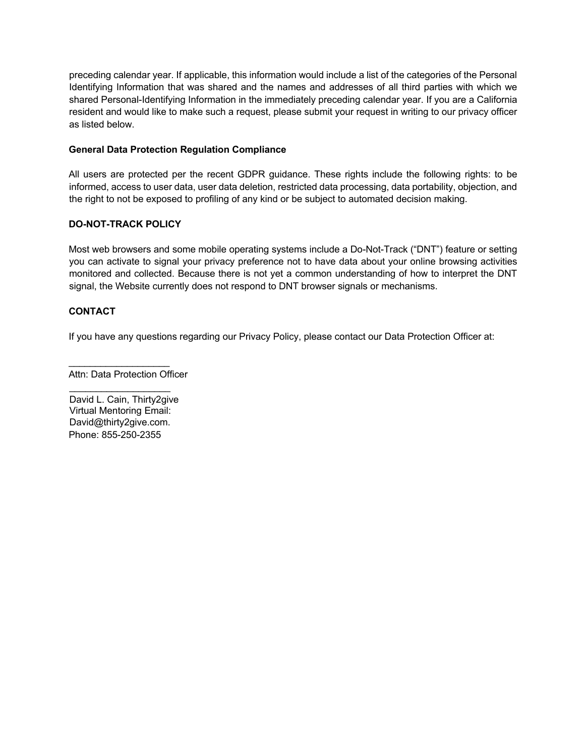preceding calendar year. If applicable, this information would include a list of the categories of the Personal Identifying Information that was shared and the names and addresses of all third parties with which we shared Personal-Identifying Information in the immediately preceding calendar year. If you are a California resident and would like to make such a request, please submit your request in writing to our privacy officer as listed below.

**General Data Protection Regulation Compliance**

All users are protected per the recent GDPR guidance. These rights include the following rights: to be informed, access to user data, user data deletion, restricted data processing, data portability, objection, and the right to not be exposed to profiling of any kind or be subject to automated decision making.

**DO-NOT-TRACK POLICY**

Most web browsers and some mobile operating systems include a Do-Not-Track ("DNT") feature or setting you can activate to signal your privacy preference not to have data about your online browsing activities monitored and collected. Because there is not yet a common understanding of how to interpret the DNT signal, the Website currently does not respond to DNT browser signals or mechanisms.

**CONTACT**

If you have any questions regarding our Privacy Policy, please contact our Data Protection Officer at:

___________________
Attn: Data Protection Officer
___________________
David L. Cain, Thirty2give
Virtual Mentoring Email:
David@thirty2give.com.
Phone: 855-250-2355